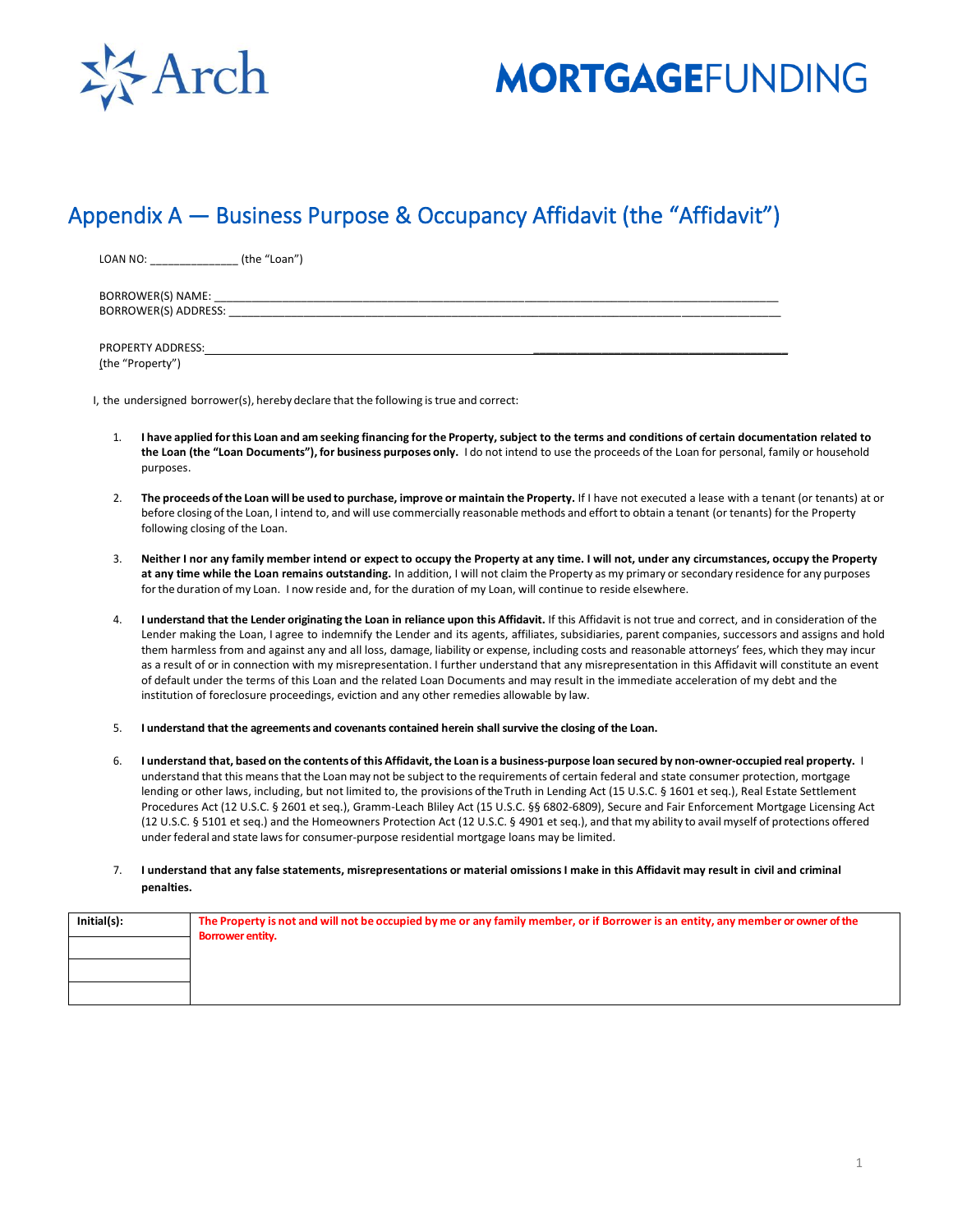Arch MORTGAGEFUNDING

# Appendix A — Business Purpose & Occupancy Affidavit (the "Affidavit")

LOAN NO: ______________ (the "Loan")

BORROWER(S) NAME: ________________________________________________________________________________________
BORROWER(S) ADDRESS: ______________________________________________________________________________________

PROPERTY ADDRESS: ________________________________________________________________________________________
(the "Property")

I, the undersigned borrower(s), hereby declare that the following is true and correct:

1. **I have applied for this Loan and am seeking financing for the Property, subject to the terms and conditions of certain documentation related to the Loan (the "Loan Documents"), for business purposes only.** I do not intend to use the proceeds of the Loan for personal, family or household purposes.

2. **The proceeds of the Loan will be used to purchase, improve or maintain the Property.** If I have not executed a lease with a tenant (or tenants) at or before closing of the Loan, I intend to, and will use commercially reasonable methods and effort to obtain a tenant (or tenants) for the Property following closing of the Loan.

3. **Neither I nor any family member intend or expect to occupy the Property at any time. I will not, under any circumstances, occupy the Property at any time while the Loan remains outstanding.** In addition, I will not claim the Property as my primary or secondary residence for any purposes for the duration of my Loan. I now reside and, for the duration of my Loan, will continue to reside elsewhere.

4. **I understand that the Lender originating the Loan in reliance upon this Affidavit.** If this Affidavit is not true and correct, and in consideration of the Lender making the Loan, I agree to indemnify the Lender and its agents, affiliates, subsidiaries, parent companies, successors and assigns and hold them harmless from and against any and all loss, damage, liability or expense, including costs and reasonable attorneys' fees, which they may incur as a result of or in connection with my misrepresentation. I further understand that any misrepresentation in this Affidavit will constitute an event of default under the terms of this Loan and the related Loan Documents and may result in the immediate acceleration of my debt and the institution of foreclosure proceedings, eviction and any other remedies allowable by law.

5. **I understand that the agreements and covenants contained herein shall survive the closing of the Loan.**

6. **I understand that, based on the contents of this Affidavit, the Loan is a business-purpose loan secured by non-owner-occupied real property.** I understand that this means that the Loan may not be subject to the requirements of certain federal and state consumer protection, mortgage lending or other laws, including, but not limited to, the provisions of the Truth in Lending Act (15 U.S.C. § 1601 et seq.), Real Estate Settlement Procedures Act (12 U.S.C. § 2601 et seq.), Gramm-Leach Bliley Act (15 U.S.C. §§ 6802-6809), Secure and Fair Enforcement Mortgage Licensing Act (12 U.S.C. § 5101 et seq.) and the Homeowners Protection Act (12 U.S.C. § 4901 et seq.), and that my ability to avail myself of protections offered under federal and state laws for consumer-purpose residential mortgage loans may be limited.

7. **I understand that any false statements, misrepresentations or material omissions I make in this Affidavit may result in civil and criminal penalties.**

| Initial(s): | **The Property is not and will not be occupied by me or any family member, or if Borrower is an entity, any member or owner of the Borrower entity.** |
|---|---|
| | |
| | |
| | |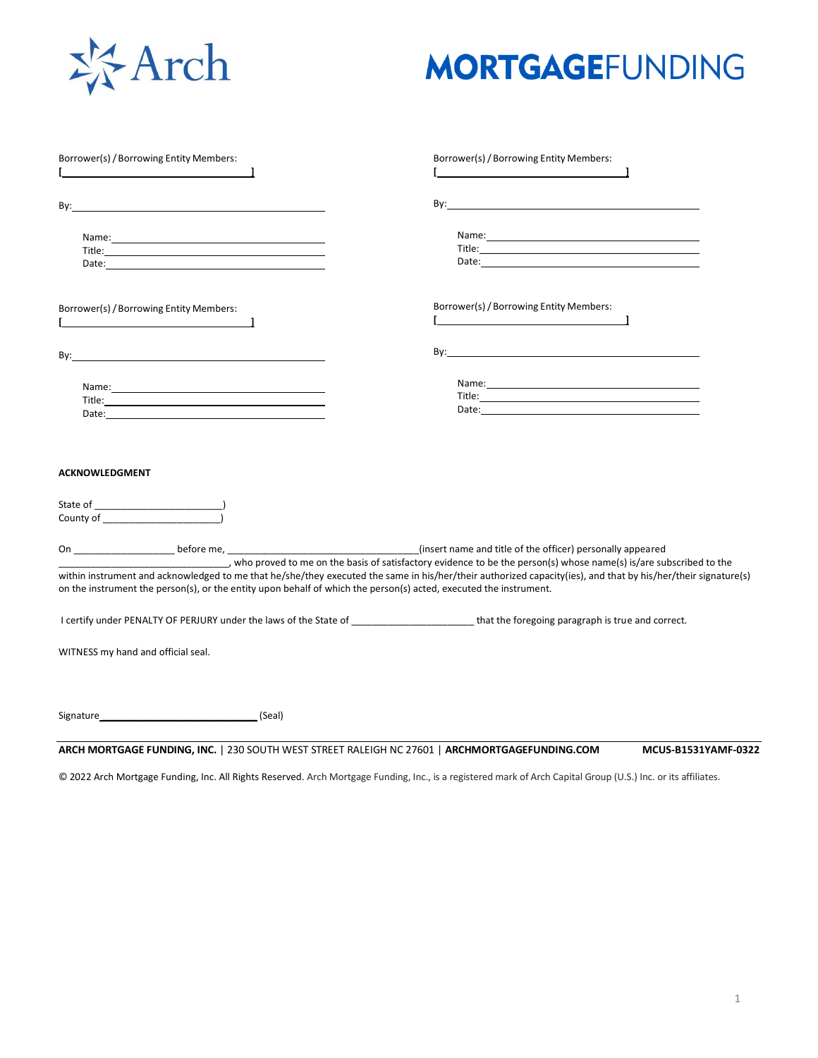Arch MORTGAGEFUNDING

Borrower(s) / Borrowing Entity Members:
[_______________________________]

By: ________________________________________

Name: ________________________________________
Title: ________________________________________
Date: ________________________________________

Borrower(s) / Borrowing Entity Members:
[_______________________________]

By: ________________________________________

Name: ________________________________________
Title: ________________________________________
Date: ________________________________________

Borrower(s) / Borrowing Entity Members:
[_______________________________]

By: ________________________________________

Name: ________________________________________
Title: ________________________________________
Date: ________________________________________

Borrower(s) / Borrowing Entity Members:
[_______________________________]

By: ________________________________________

Name: ________________________________________
Title: ________________________________________
Date: ________________________________________

**ACKNOWLEDGMENT**

State of _______________________)
County of _____________________)

On __________________ before me, ___________________________________(insert name and title of the officer) personally appeared ________________________________, who proved to me on the basis of satisfactory evidence to be the person(s) whose name(s) is/are subscribed to the within instrument and acknowledged to me that he/she/they executed the same in his/her/their authorized capacity(ies), and that by his/her/their signature(s) on the instrument the person(s), or the entity upon behalf of which the person(s) acted, executed the instrument.

I certify under PENALTY OF PERJURY under the laws of the State of ______________________ that the foregoing paragraph is true and correct.

WITNESS my hand and official seal.

Signature_____________________________ (Seal)

**ARCH MORTGAGE FUNDING, INC.** | 230 SOUTH WEST STREET RALEIGH NC 27601 | **ARCHMORTGAGEFUNDING.COM** **MCUS-B1531YAMF-0322**

© 2022 Arch Mortgage Funding, Inc. All Rights Reserved. Arch Mortgage Funding, Inc., is a registered mark of Arch Capital Group (U.S.) Inc. or its affiliates.